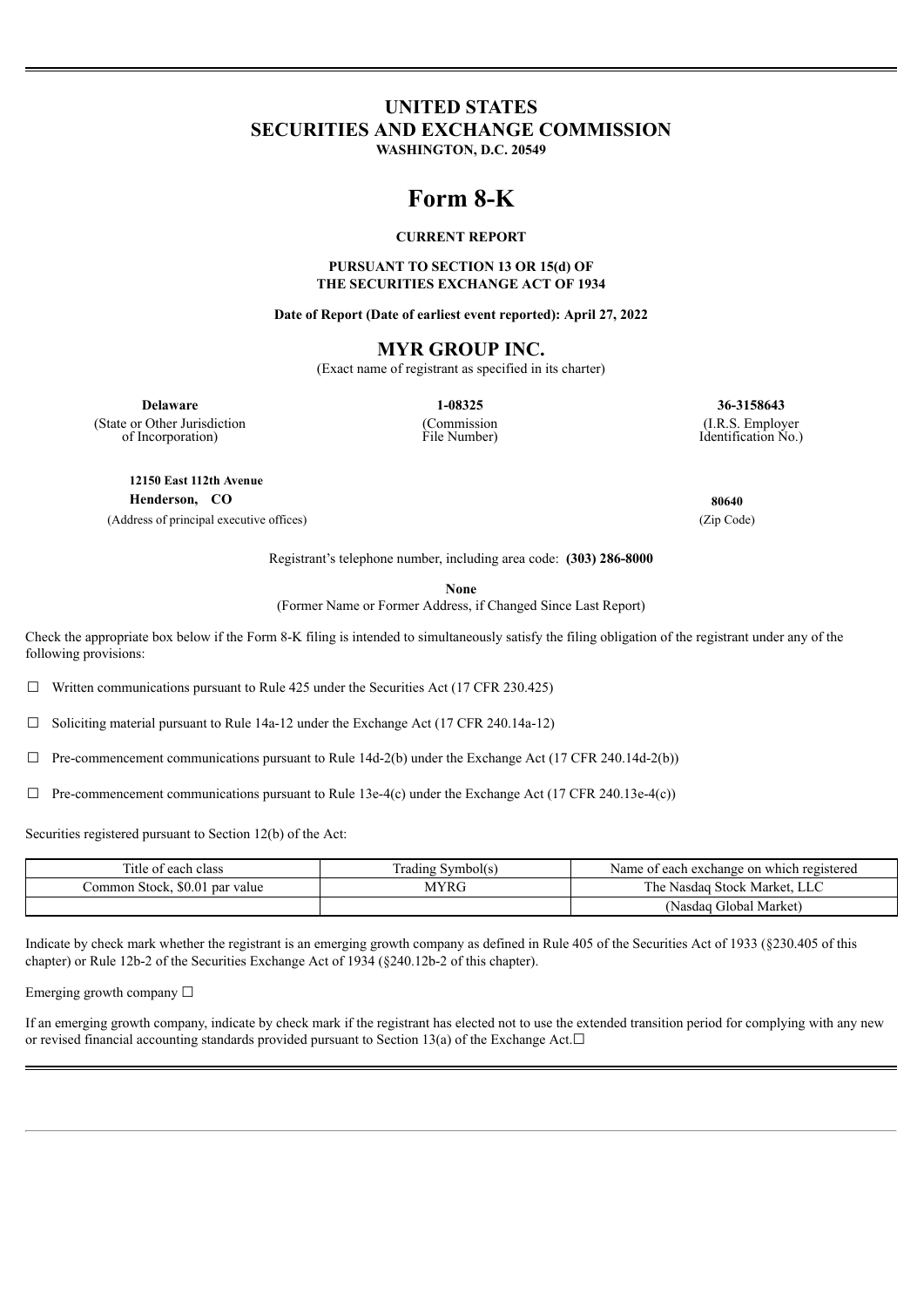# UNITED STATES
# SECURITIES AND EXCHANGE COMMISSION

**WASHINGTON, D.C. 20549**

# Form 8-K

**CURRENT REPORT**

**PURSUANT TO SECTION 13 OR 15(d) OF THE SECURITIES EXCHANGE ACT OF 1934**

**Date of Report (Date of earliest event reported): April 27, 2022**

## MYR GROUP INC.

(Exact name of registrant as specified in its charter)

| **Delaware** | **1-08325** | **36-3158643** |
|---|---|---|
| (State or Other Jurisdiction of Incorporation) | (Commission File Number) | (I.R.S. Employer Identification No.) |

**12150 East 112th Avenue**
**Henderson, CO** **80640**
(Address of principal executive offices) (Zip Code)

Registrant's telephone number, including area code: **(303) 286-8000**

**None**
(Former Name or Former Address, if Changed Since Last Report)

Check the appropriate box below if the Form 8-K filing is intended to simultaneously satisfy the filing obligation of the registrant under any of the following provisions:

☐ Written communications pursuant to Rule 425 under the Securities Act (17 CFR 230.425)

☐ Soliciting material pursuant to Rule 14a-12 under the Exchange Act (17 CFR 240.14a-12)

☐ Pre-commencement communications pursuant to Rule 14d-2(b) under the Exchange Act (17 CFR 240.14d-2(b))

☐ Pre-commencement communications pursuant to Rule 13e-4(c) under the Exchange Act (17 CFR 240.13e-4(c))

Securities registered pursuant to Section 12(b) of the Act:

| Title of each class | Trading Symbol(s) | Name of each exchange on which registered |
|---|---|---|
| Common Stock, $0.01 par value | MYRG | The Nasdaq Stock Market, LLC |
| | | (Nasdaq Global Market) |

Indicate by check mark whether the registrant is an emerging growth company as defined in Rule 405 of the Securities Act of 1933 (§230.405 of this chapter) or Rule 12b-2 of the Securities Exchange Act of 1934 (§240.12b-2 of this chapter).

Emerging growth company ☐

If an emerging growth company, indicate by check mark if the registrant has elected not to use the extended transition period for complying with any new or revised financial accounting standards provided pursuant to Section 13(a) of the Exchange Act.☐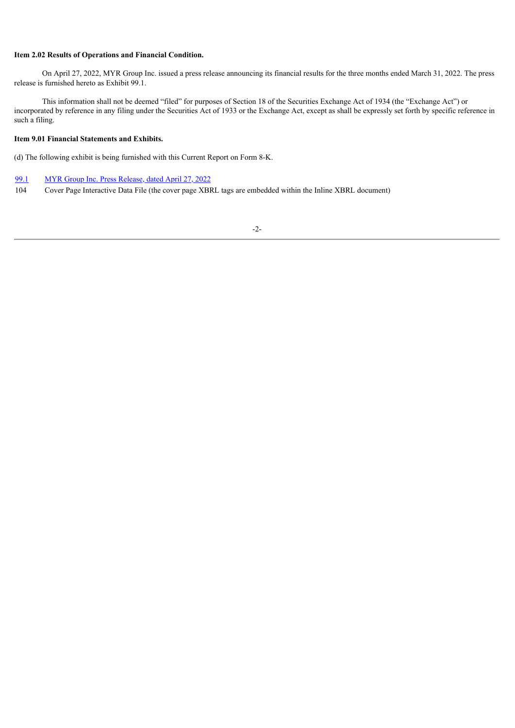**Item 2.02 Results of Operations and Financial Condition.**

On April 27, 2022, MYR Group Inc. issued a press release announcing its financial results for the three months ended March 31, 2022. The press release is furnished hereto as Exhibit 99.1.

This information shall not be deemed "filed" for purposes of Section 18 of the Securities Exchange Act of 1934 (the "Exchange Act") or incorporated by reference in any filing under the Securities Act of 1933 or the Exchange Act, except as shall be expressly set forth by specific reference in such a filing.

**Item 9.01 Financial Statements and Exhibits.**

(d) The following exhibit is being furnished with this Current Report on Form 8-K.

| | |
|---|---|
| 99.1 | MYR Group Inc. Press Release, dated April 27, 2022 |
| 104 | Cover Page Interactive Data File (the cover page XBRL tags are embedded within the Inline XBRL document) |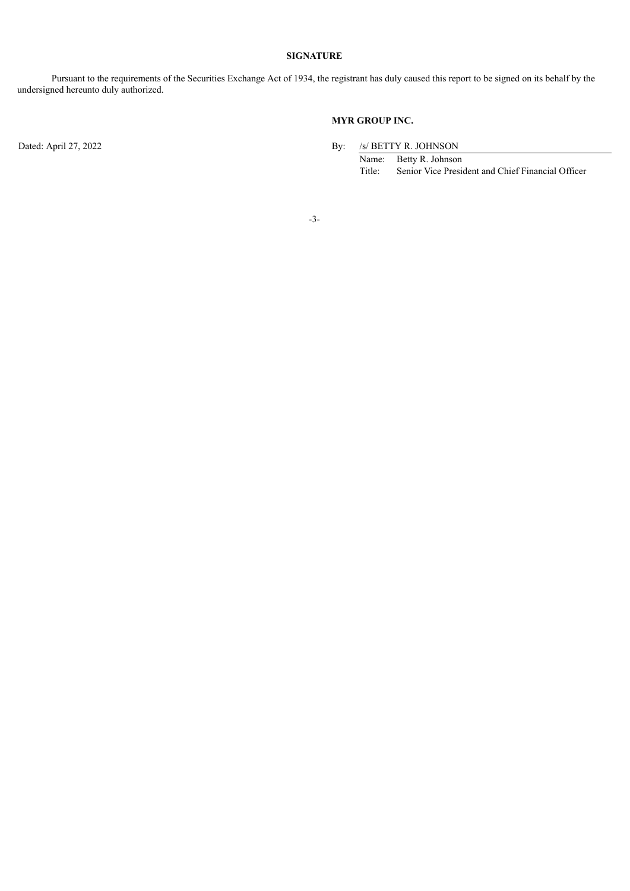**SIGNATURE**

Pursuant to the requirements of the Securities Exchange Act of 1934, the registrant has duly caused this report to be signed on its behalf by the undersigned hereunto duly authorized.

**MYR GROUP INC.**

Dated: April 27, 2022

By: /s/ BETTY R. JOHNSON

Name: Betty R. Johnson

Title: Senior Vice President and Chief Financial Officer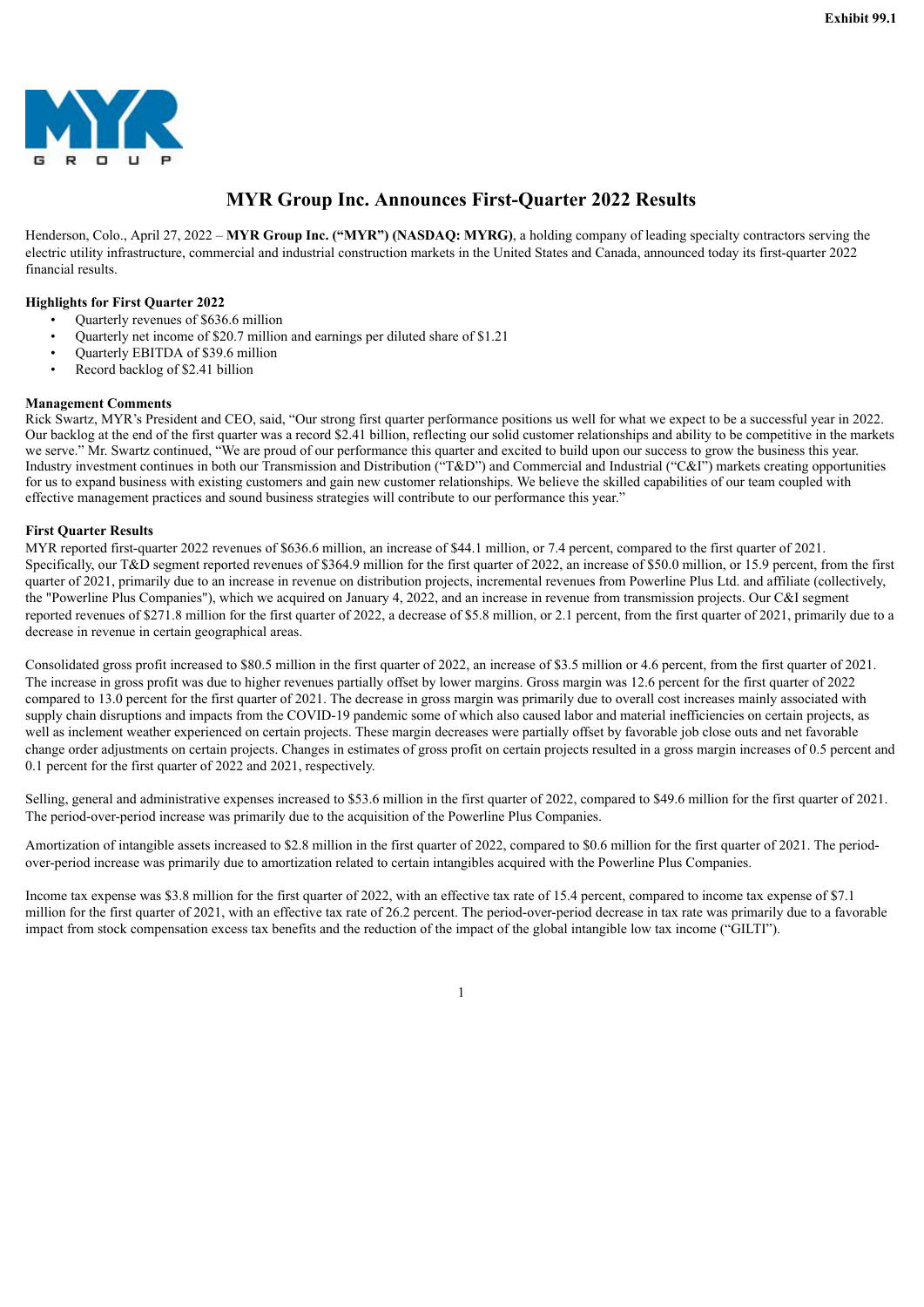Exhibit 99.1

# MYR Group Inc. Announces First-Quarter 2022 Results

Henderson, Colo., April 27, 2022 – **MYR Group Inc. ("MYR") (NASDAQ: MYRG)**, a holding company of leading specialty contractors serving the electric utility infrastructure, commercial and industrial construction markets in the United States and Canada, announced today its first-quarter 2022 financial results.

**Highlights for First Quarter 2022**

- Quarterly revenues of $636.6 million
- Quarterly net income of $20.7 million and earnings per diluted share of $1.21
- Quarterly EBITDA of $39.6 million
- Record backlog of $2.41 billion

**Management Comments**

Rick Swartz, MYR's President and CEO, said, "Our strong first quarter performance positions us well for what we expect to be a successful year in 2022. Our backlog at the end of the first quarter was a record $2.41 billion, reflecting our solid customer relationships and ability to be competitive in the markets we serve." Mr. Swartz continued, "We are proud of our performance this quarter and excited to build upon our success to grow the business this year. Industry investment continues in both our Transmission and Distribution ("T&D") and Commercial and Industrial ("C&I") markets creating opportunities for us to expand business with existing customers and gain new customer relationships. We believe the skilled capabilities of our team coupled with effective management practices and sound business strategies will contribute to our performance this year."

**First Quarter Results**

MYR reported first-quarter 2022 revenues of $636.6 million, an increase of $44.1 million, or 7.4 percent, compared to the first quarter of 2021. Specifically, our T&D segment reported revenues of $364.9 million for the first quarter of 2022, an increase of $50.0 million, or 15.9 percent, from the first quarter of 2021, primarily due to an increase in revenue on distribution projects, incremental revenues from Powerline Plus Ltd. and affiliate (collectively, the "Powerline Plus Companies"), which we acquired on January 4, 2022, and an increase in revenue from transmission projects. Our C&I segment reported revenues of $271.8 million for the first quarter of 2022, a decrease of $5.8 million, or 2.1 percent, from the first quarter of 2021, primarily due to a decrease in revenue in certain geographical areas.

Consolidated gross profit increased to $80.5 million in the first quarter of 2022, an increase of $3.5 million or 4.6 percent, from the first quarter of 2021. The increase in gross profit was due to higher revenues partially offset by lower margins. Gross margin was 12.6 percent for the first quarter of 2022 compared to 13.0 percent for the first quarter of 2021. The decrease in gross margin was primarily due to overall cost increases mainly associated with supply chain disruptions and impacts from the COVID-19 pandemic some of which also caused labor and material inefficiencies on certain projects, as well as inclement weather experienced on certain projects. These margin decreases were partially offset by favorable job close outs and net favorable change order adjustments on certain projects. Changes in estimates of gross profit on certain projects resulted in a gross margin increases of 0.5 percent and 0.1 percent for the first quarter of 2022 and 2021, respectively.

Selling, general and administrative expenses increased to $53.6 million in the first quarter of 2022, compared to $49.6 million for the first quarter of 2021. The period-over-period increase was primarily due to the acquisition of the Powerline Plus Companies.

Amortization of intangible assets increased to $2.8 million in the first quarter of 2022, compared to $0.6 million for the first quarter of 2021. The period-over-period increase was primarily due to amortization related to certain intangibles acquired with the Powerline Plus Companies.

Income tax expense was $3.8 million for the first quarter of 2022, with an effective tax rate of 15.4 percent, compared to income tax expense of $7.1 million for the first quarter of 2021, with an effective tax rate of 26.2 percent. The period-over-period decrease in tax rate was primarily due to a favorable impact from stock compensation excess tax benefits and the reduction of the impact of the global intangible low tax income ("GILTI").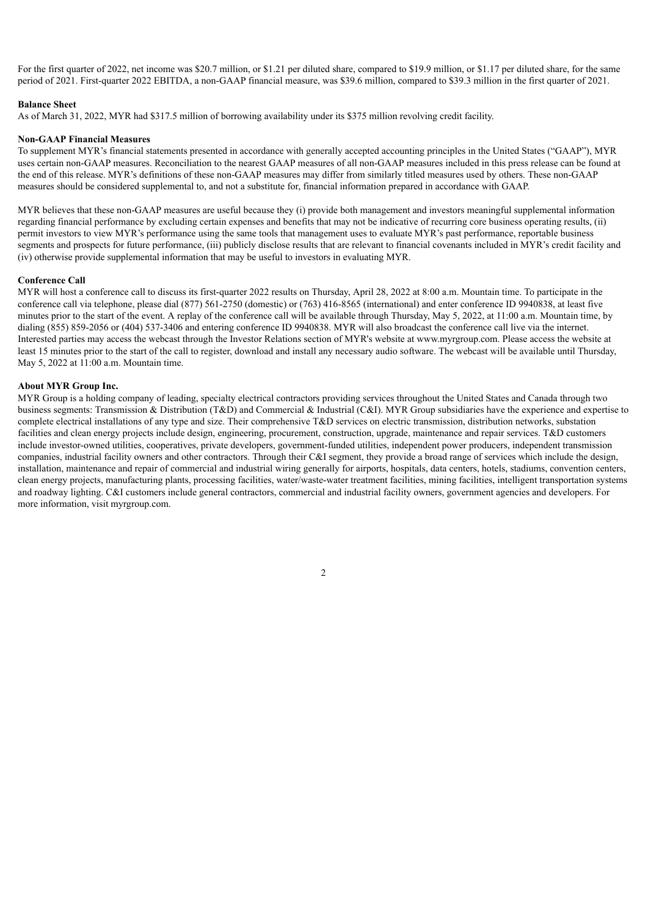For the first quarter of 2022, net income was $20.7 million, or $1.21 per diluted share, compared to $19.9 million, or $1.17 per diluted share, for the same period of 2021. First-quarter 2022 EBITDA, a non-GAAP financial measure, was $39.6 million, compared to $39.3 million in the first quarter of 2021.

**Balance Sheet**

As of March 31, 2022, MYR had $317.5 million of borrowing availability under its $375 million revolving credit facility.

**Non-GAAP Financial Measures**

To supplement MYR's financial statements presented in accordance with generally accepted accounting principles in the United States ("GAAP"), MYR uses certain non-GAAP measures. Reconciliation to the nearest GAAP measures of all non-GAAP measures included in this press release can be found at the end of this release. MYR's definitions of these non-GAAP measures may differ from similarly titled measures used by others. These non-GAAP measures should be considered supplemental to, and not a substitute for, financial information prepared in accordance with GAAP.

MYR believes that these non-GAAP measures are useful because they (i) provide both management and investors meaningful supplemental information regarding financial performance by excluding certain expenses and benefits that may not be indicative of recurring core business operating results, (ii) permit investors to view MYR's performance using the same tools that management uses to evaluate MYR's past performance, reportable business segments and prospects for future performance, (iii) publicly disclose results that are relevant to financial covenants included in MYR's credit facility and (iv) otherwise provide supplemental information that may be useful to investors in evaluating MYR.

**Conference Call**

MYR will host a conference call to discuss its first-quarter 2022 results on Thursday, April 28, 2022 at 8:00 a.m. Mountain time. To participate in the conference call via telephone, please dial (877) 561-2750 (domestic) or (763) 416-8565 (international) and enter conference ID 9940838, at least five minutes prior to the start of the event. A replay of the conference call will be available through Thursday, May 5, 2022, at 11:00 a.m. Mountain time, by dialing (855) 859-2056 or (404) 537-3406 and entering conference ID 9940838. MYR will also broadcast the conference call live via the internet. Interested parties may access the webcast through the Investor Relations section of MYR's website at www.myrgroup.com. Please access the website at least 15 minutes prior to the start of the call to register, download and install any necessary audio software. The webcast will be available until Thursday, May 5, 2022 at 11:00 a.m. Mountain time.

**About MYR Group Inc.**

MYR Group is a holding company of leading, specialty electrical contractors providing services throughout the United States and Canada through two business segments: Transmission & Distribution (T&D) and Commercial & Industrial (C&I). MYR Group subsidiaries have the experience and expertise to complete electrical installations of any type and size. Their comprehensive T&D services on electric transmission, distribution networks, substation facilities and clean energy projects include design, engineering, procurement, construction, upgrade, maintenance and repair services. T&D customers include investor-owned utilities, cooperatives, private developers, government-funded utilities, independent power producers, independent transmission companies, industrial facility owners and other contractors. Through their C&I segment, they provide a broad range of services which include the design, installation, maintenance and repair of commercial and industrial wiring generally for airports, hospitals, data centers, hotels, stadiums, convention centers, clean energy projects, manufacturing plants, processing facilities, water/waste-water treatment facilities, mining facilities, intelligent transportation systems and roadway lighting. C&I customers include general contractors, commercial and industrial facility owners, government agencies and developers. For more information, visit myrgroup.com.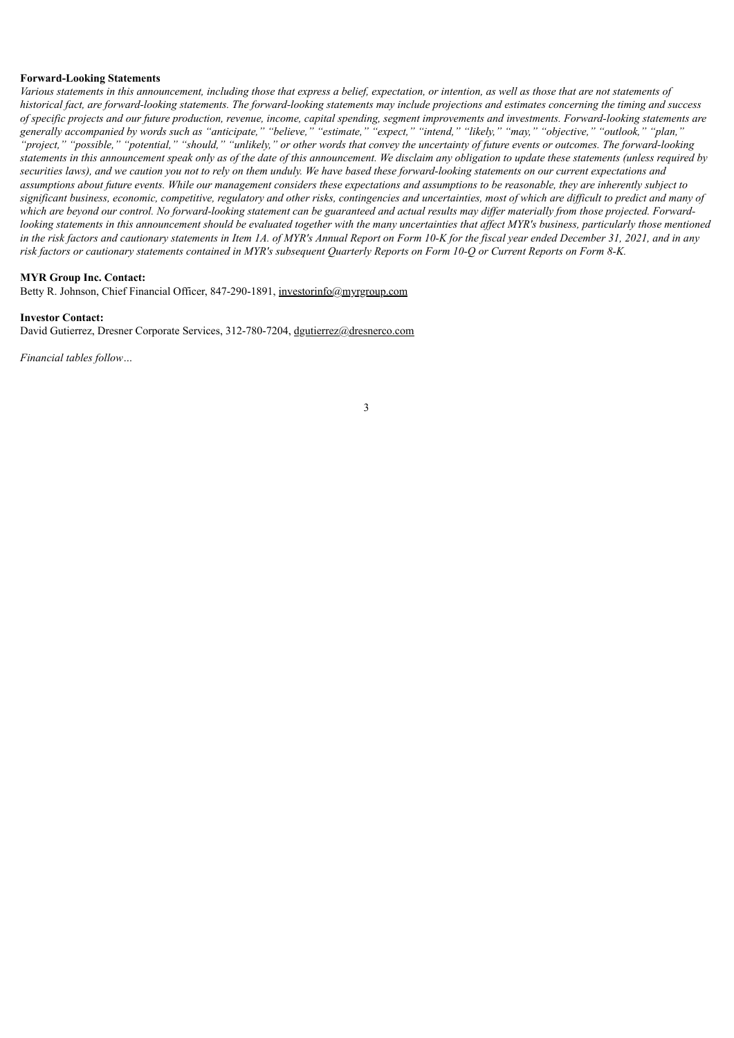**Forward-Looking Statements**

*Various statements in this announcement, including those that express a belief, expectation, or intention, as well as those that are not statements of historical fact, are forward-looking statements. The forward-looking statements may include projections and estimates concerning the timing and success of specific projects and our future production, revenue, income, capital spending, segment improvements and investments. Forward-looking statements are generally accompanied by words such as "anticipate," "believe," "estimate," "expect," "intend," "likely," "may," "objective," "outlook," "plan," "project," "possible," "potential," "should," "unlikely," or other words that convey the uncertainty of future events or outcomes. The forward-looking statements in this announcement speak only as of the date of this announcement. We disclaim any obligation to update these statements (unless required by securities laws), and we caution you not to rely on them unduly. We have based these forward-looking statements on our current expectations and assumptions about future events. While our management considers these expectations and assumptions to be reasonable, they are inherently subject to significant business, economic, competitive, regulatory and other risks, contingencies and uncertainties, most of which are difficult to predict and many of which are beyond our control. No forward-looking statement can be guaranteed and actual results may differ materially from those projected. Forward-looking statements in this announcement should be evaluated together with the many uncertainties that affect MYR's business, particularly those mentioned in the risk factors and cautionary statements in Item 1A. of MYR's Annual Report on Form 10-K for the fiscal year ended December 31, 2021, and in any risk factors or cautionary statements contained in MYR's subsequent Quarterly Reports on Form 10-Q or Current Reports on Form 8-K.*

**MYR Group Inc. Contact:**
Betty R. Johnson, Chief Financial Officer, 847-290-1891, investorinfo@myrgroup.com

**Investor Contact:**
David Gutierrez, Dresner Corporate Services, 312-780-7204, dgutierrez@dresnerco.com

*Financial tables follow…*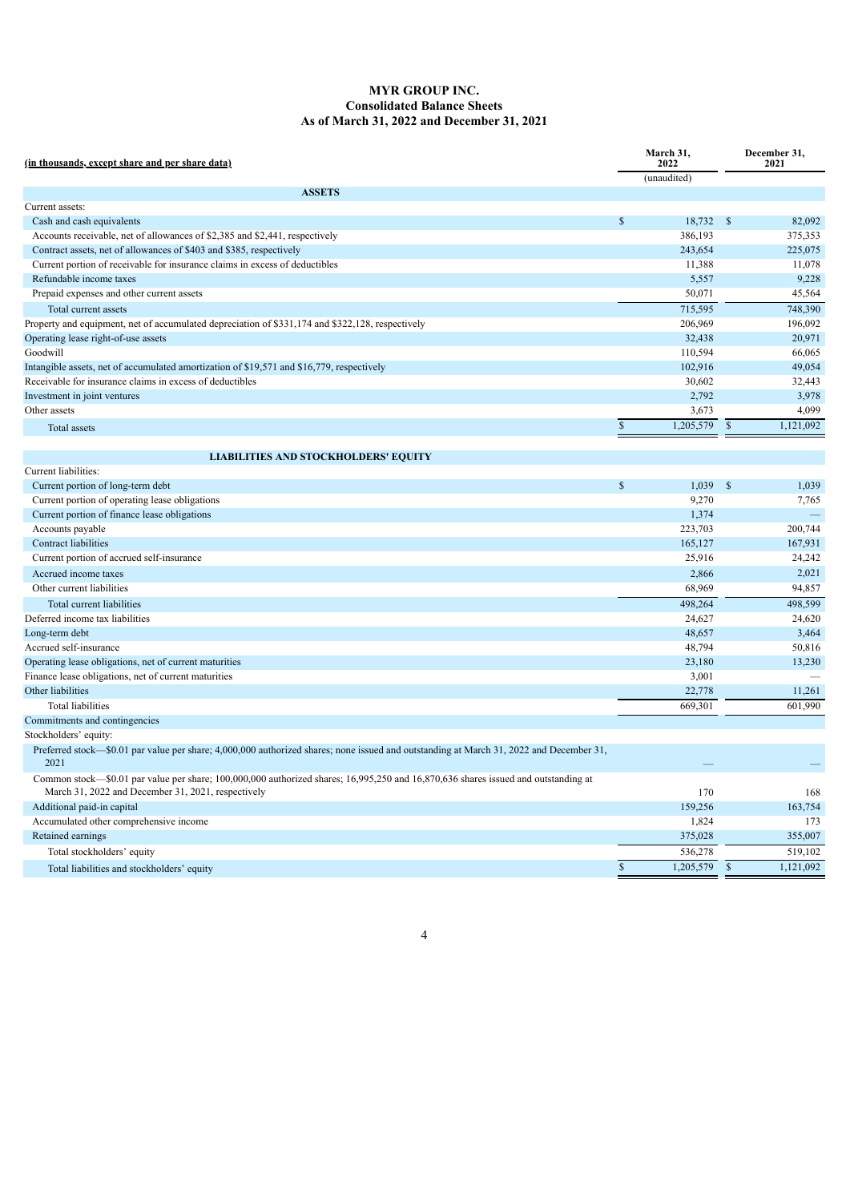# MYR GROUP INC.
## Consolidated Balance Sheets
### As of March 31, 2022 and December 31, 2021

| (in thousands, except share and per share data) | March 31, 2022 (unaudited) | December 31, 2021 |
|---|---|---|
| **ASSETS** | | |
| Current assets: | | |
| Cash and cash equivalents | $ 18,732 | $ 82,092 |
| Accounts receivable, net of allowances of $2,385 and $2,441, respectively | 386,193 | 375,353 |
| Contract assets, net of allowances of $403 and $385, respectively | 243,654 | 225,075 |
| Current portion of receivable for insurance claims in excess of deductibles | 11,388 | 11,078 |
| Refundable income taxes | 5,557 | 9,228 |
| Prepaid expenses and other current assets | 50,071 | 45,564 |
| Total current assets | 715,595 | 748,390 |
| Property and equipment, net of accumulated depreciation of $331,174 and $322,128, respectively | 206,969 | 196,092 |
| Operating lease right-of-use assets | 32,438 | 20,971 |
| Goodwill | 110,594 | 66,065 |
| Intangible assets, net of accumulated amortization of $19,571 and $16,779, respectively | 102,916 | 49,054 |
| Receivable for insurance claims in excess of deductibles | 30,602 | 32,443 |
| Investment in joint ventures | 2,792 | 3,978 |
| Other assets | 3,673 | 4,099 |
| Total assets | $ 1,205,579 | $ 1,121,092 |
| **LIABILITIES AND STOCKHOLDERS' EQUITY** | | |
| Current liabilities: | | |
| Current portion of long-term debt | $ 1,039 | $ 1,039 |
| Current portion of operating lease obligations | 9,270 | 7,765 |
| Current portion of finance lease obligations | 1,374 | — |
| Accounts payable | 223,703 | 200,744 |
| Contract liabilities | 165,127 | 167,931 |
| Current portion of accrued self-insurance | 25,916 | 24,242 |
| Accrued income taxes | 2,866 | 2,021 |
| Other current liabilities | 68,969 | 94,857 |
| Total current liabilities | 498,264 | 498,599 |
| Deferred income tax liabilities | 24,627 | 24,620 |
| Long-term debt | 48,657 | 3,464 |
| Accrued self-insurance | 48,794 | 50,816 |
| Operating lease obligations, net of current maturities | 23,180 | 13,230 |
| Finance lease obligations, net of current maturities | 3,001 | — |
| Other liabilities | 22,778 | 11,261 |
| Total liabilities | 669,301 | 601,990 |
| Commitments and contingencies | | |
| Stockholders' equity: | | |
| Preferred stock—$0.01 par value per share; 4,000,000 authorized shares; none issued and outstanding at March 31, 2022 and December 31, 2021 | — | — |
| Common stock—$0.01 par value per share; 100,000,000 authorized shares; 16,995,250 and 16,870,636 shares issued and outstanding at March 31, 2022 and December 31, 2021, respectively | 170 | 168 |
| Additional paid-in capital | 159,256 | 163,754 |
| Accumulated other comprehensive income | 1,824 | 173 |
| Retained earnings | 375,028 | 355,007 |
| Total stockholders' equity | 536,278 | 519,102 |
| Total liabilities and stockholders' equity | $ 1,205,579 | $ 1,121,092 |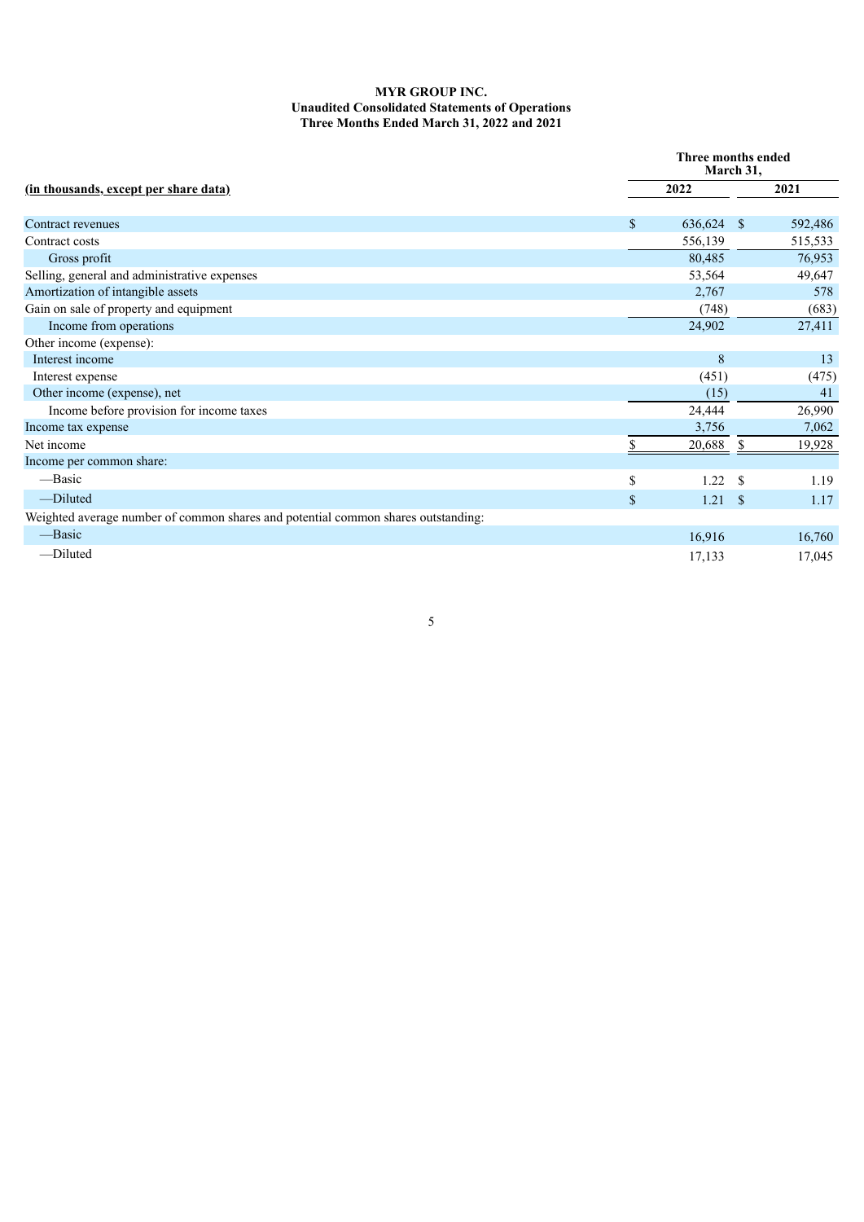**MYR GROUP INC.**
**Unaudited Consolidated Statements of Operations**
**Three Months Ended March 31, 2022 and 2021**

| (in thousands, except per share data) | Three months ended March 31, 2022 | Three months ended March 31, 2021 |
|---|---|---|
| Contract revenues | $ 636,624 | $ 592,486 |
| Contract costs | 556,139 | 515,533 |
| Gross profit | 80,485 | 76,953 |
| Selling, general and administrative expenses | 53,564 | 49,647 |
| Amortization of intangible assets | 2,767 | 578 |
| Gain on sale of property and equipment | (748) | (683) |
| Income from operations | 24,902 | 27,411 |
| Other income (expense): | | |
| Interest income | 8 | 13 |
| Interest expense | (451) | (475) |
| Other income (expense), net | (15) | 41 |
| Income before provision for income taxes | 24,444 | 26,990 |
| Income tax expense | 3,756 | 7,062 |
| Net income | $ 20,688 | $ 19,928 |
| Income per common share: | | |
| —Basic | $ 1.22 | $ 1.19 |
| —Diluted | $ 1.21 | $ 1.17 |
| Weighted average number of common shares and potential common shares outstanding: | | |
| —Basic | 16,916 | 16,760 |
| —Diluted | 17,133 | 17,045 |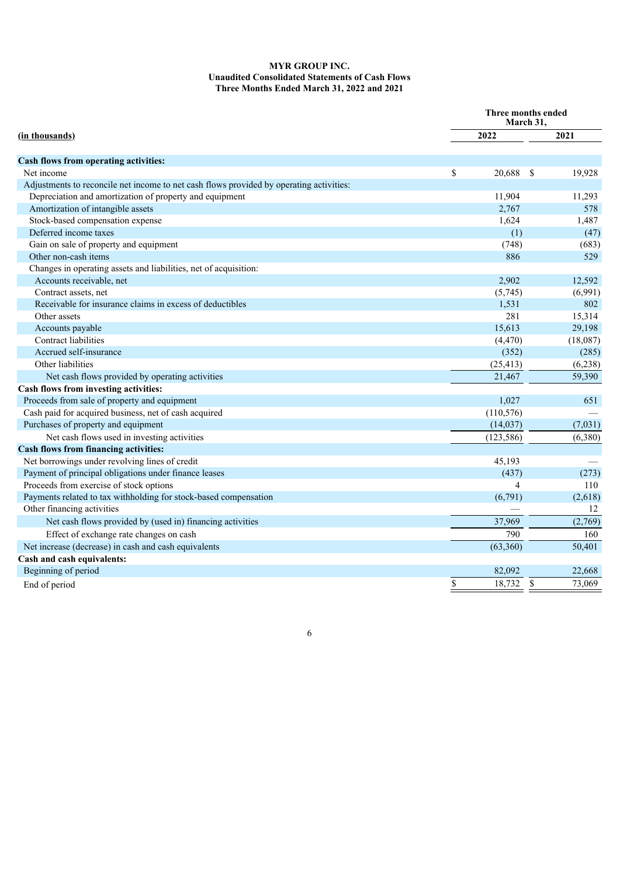**MYR GROUP INC.**
**Unaudited Consolidated Statements of Cash Flows**
**Three Months Ended March 31, 2022 and 2021**

| (in thousands) | Three months ended March 31, 2022 | Three months ended March 31, 2021 |
|---|---|---|
| **Cash flows from operating activities:** | | |
| Net income | $ 20,688 | $ 19,928 |
| Adjustments to reconcile net income to net cash flows provided by operating activities: | | |
| Depreciation and amortization of property and equipment | 11,904 | 11,293 |
| Amortization of intangible assets | 2,767 | 578 |
| Stock-based compensation expense | 1,624 | 1,487 |
| Deferred income taxes | (1) | (47) |
| Gain on sale of property and equipment | (748) | (683) |
| Other non-cash items | 886 | 529 |
| Changes in operating assets and liabilities, net of acquisition: | | |
| Accounts receivable, net | 2,902 | 12,592 |
| Contract assets, net | (5,745) | (6,991) |
| Receivable for insurance claims in excess of deductibles | 1,531 | 802 |
| Other assets | 281 | 15,314 |
| Accounts payable | 15,613 | 29,198 |
| Contract liabilities | (4,470) | (18,087) |
| Accrued self-insurance | (352) | (285) |
| Other liabilities | (25,413) | (6,238) |
| Net cash flows provided by operating activities | 21,467 | 59,390 |
| **Cash flows from investing activities:** | | |
| Proceeds from sale of property and equipment | 1,027 | 651 |
| Cash paid for acquired business, net of cash acquired | (110,576) | — |
| Purchases of property and equipment | (14,037) | (7,031) |
| Net cash flows used in investing activities | (123,586) | (6,380) |
| **Cash flows from financing activities:** | | |
| Net borrowings under revolving lines of credit | 45,193 | — |
| Payment of principal obligations under finance leases | (437) | (273) |
| Proceeds from exercise of stock options | 4 | 110 |
| Payments related to tax withholding for stock-based compensation | (6,791) | (2,618) |
| Other financing activities | — | 12 |
| Net cash flows provided by (used in) financing activities | 37,969 | (2,769) |
| Effect of exchange rate changes on cash | 790 | 160 |
| Net increase (decrease) in cash and cash equivalents | (63,360) | 50,401 |
| **Cash and cash equivalents:** | | |
| Beginning of period | 82,092 | 22,668 |
| End of period | $ 18,732 | $ 73,069 |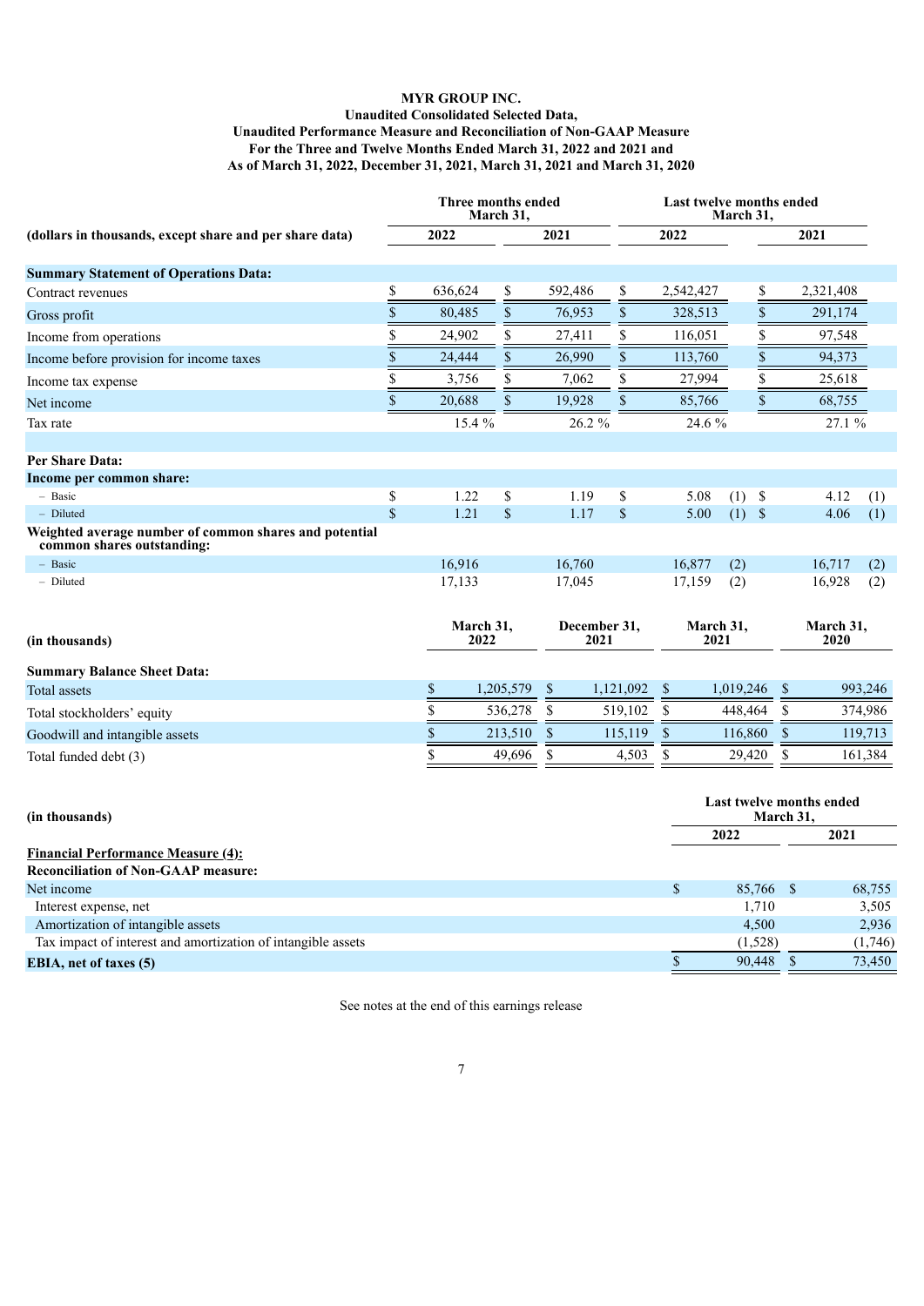**MYR GROUP INC.**
**Unaudited Consolidated Selected Data,**
**Unaudited Performance Measure and Reconciliation of Non-GAAP Measure**
**For the Three and Twelve Months Ended March 31, 2022 and 2021 and**
**As of March 31, 2022, December 31, 2021, March 31, 2021 and March 31, 2020**

| (dollars in thousands, except share and per share data) | Three months ended March 31, 2022 | Three months ended March 31, 2021 | Last twelve months ended March 31, 2022 | Last twelve months ended March 31, 2021 |
|---|---|---|---|---|
| **Summary Statement of Operations Data:** | | | | |
| Contract revenues | $ 636,624 | $ 592,486 | $ 2,542,427 | $ 2,321,408 |
| Gross profit | $ 80,485 | $ 76,953 | $ 328,513 | $ 291,174 |
| Income from operations | $ 24,902 | $ 27,411 | $ 116,051 | $ 97,548 |
| Income before provision for income taxes | $ 24,444 | $ 26,990 | $ 113,760 | $ 94,373 |
| Income tax expense | $ 3,756 | $ 7,062 | $ 27,994 | $ 25,618 |
| Net income | $ 20,688 | $ 19,928 | $ 85,766 | $ 68,755 |
| Tax rate | 15.4 % | 26.2 % | 24.6 % | 27.1 % |
| **Per Share Data:** | | | | |
| **Income per common share:** | | | | |
| – Basic | $ 1.22 | $ 1.19 | $ 5.08 (1) | $ 4.12 (1) |
| – Diluted | $ 1.21 | $ 1.17 | $ 5.00 (1) | $ 4.06 (1) |
| **Weighted average number of common shares and potential common shares outstanding:** | | | | |
| – Basic | 16,916 | 16,760 | 16,877 (2) | 16,717 (2) |
| – Diluted | 17,133 | 17,045 | 17,159 (2) | 16,928 (2) |

| (in thousands) | March 31, 2022 | December 31, 2021 | March 31, 2021 | March 31, 2020 |
|---|---|---|---|---|
| **Summary Balance Sheet Data:** | | | | |
| Total assets | $ 1,205,579 | $ 1,121,092 | $ 1,019,246 | $ 993,246 |
| Total stockholders' equity | $ 536,278 | $ 519,102 | $ 448,464 | $ 374,986 |
| Goodwill and intangible assets | $ 213,510 | $ 115,119 | $ 116,860 | $ 119,713 |
| Total funded debt (3) | $ 49,696 | $ 4,503 | $ 29,420 | $ 161,384 |

| (in thousands) | Last twelve months ended March 31, 2022 | Last twelve months ended March 31, 2021 |
|---|---|---|
| **Financial Performance Measure (4):** | | |
| **Reconciliation of Non-GAAP measure:** | | |
| Net income | $ 85,766 | $ 68,755 |
| Interest expense, net | 1,710 | 3,505 |
| Amortization of intangible assets | 4,500 | 2,936 |
| Tax impact of interest and amortization of intangible assets | (1,528) | (1,746) |
| **EBIA, net of taxes (5)** | $ 90,448 | $ 73,450 |

See notes at the end of this earnings release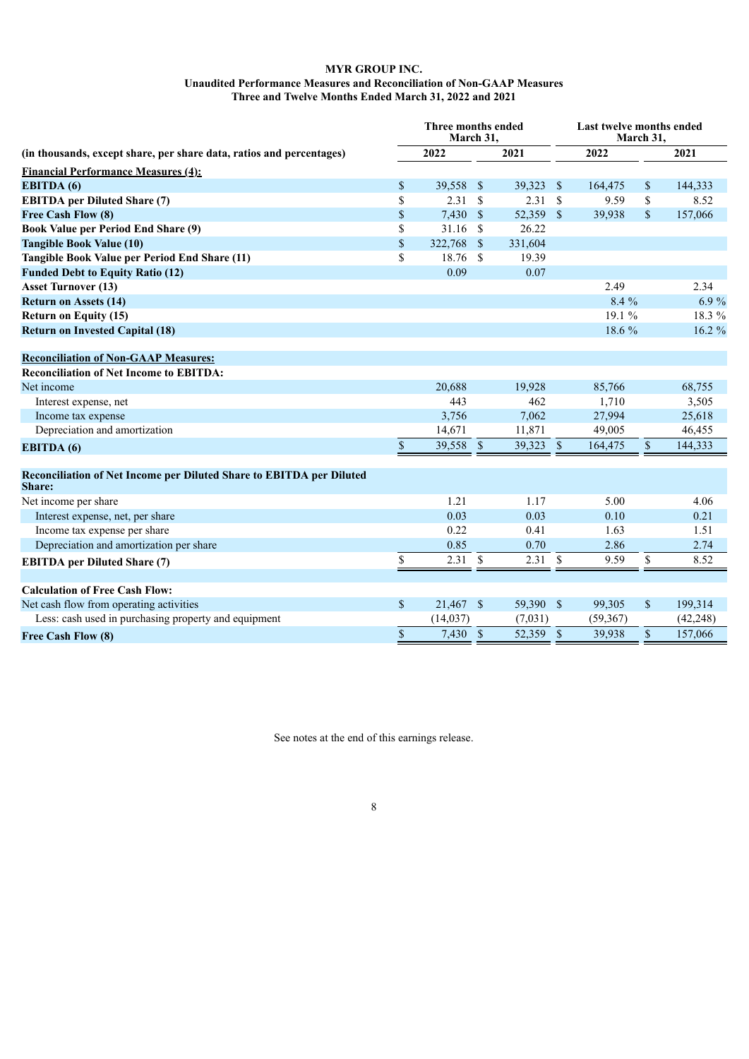**MYR GROUP INC.**
**Unaudited Performance Measures and Reconciliation of Non-GAAP Measures**
**Three and Twelve Months Ended March 31, 2022 and 2021**

| | Three months ended March 31, | | Last twelve months ended March 31, | |
|---|---|---|---|---|
| (in thousands, except share, per share data, ratios and percentages) | 2022 | 2021 | 2022 | 2021 |
| **Financial Performance Measures (4):** | | | | |
| **EBITDA (6)** | $ 39,558 | $ 39,323 | $ 164,475 | $ 144,333 |
| **EBITDA per Diluted Share (7)** | $ 2.31 | $ 2.31 | $ 9.59 | $ 8.52 |
| **Free Cash Flow (8)** | $ 7,430 | $ 52,359 | $ 39,938 | $ 157,066 |
| **Book Value per Period End Share (9)** | $ 31.16 | $ 26.22 | | |
| **Tangible Book Value (10)** | $ 322,768 | $ 331,604 | | |
| **Tangible Book Value per Period End Share (11)** | $ 18.76 | $ 19.39 | | |
| **Funded Debt to Equity Ratio (12)** | 0.09 | 0.07 | | |
| **Asset Turnover (13)** | | | 2.49 | 2.34 |
| **Return on Assets (14)** | | | 8.4 % | 6.9 % |
| **Return on Equity (15)** | | | 19.1 % | 18.3 % |
| **Return on Invested Capital (18)** | | | 18.6 % | 16.2 % |
| | | | | |
| **Reconciliation of Non-GAAP Measures:** | | | | |
| **Reconciliation of Net Income to EBITDA:** | | | | |
| Net income | 20,688 | 19,928 | 85,766 | 68,755 |
| Interest expense, net | 443 | 462 | 1,710 | 3,505 |
| Income tax expense | 3,756 | 7,062 | 27,994 | 25,618 |
| Depreciation and amortization | 14,671 | 11,871 | 49,005 | 46,455 |
| **EBITDA (6)** | $ 39,558 | $ 39,323 | $ 164,475 | $ 144,333 |
| | | | | |
| **Reconciliation of Net Income per Diluted Share to EBITDA per Diluted Share:** | | | | |
| Net income per share | 1.21 | 1.17 | 5.00 | 4.06 |
| Interest expense, net, per share | 0.03 | 0.03 | 0.10 | 0.21 |
| Income tax expense per share | 0.22 | 0.41 | 1.63 | 1.51 |
| Depreciation and amortization per share | 0.85 | 0.70 | 2.86 | 2.74 |
| **EBITDA per Diluted Share (7)** | $ 2.31 | $ 2.31 | $ 9.59 | $ 8.52 |
| | | | | |
| **Calculation of Free Cash Flow:** | | | | |
| Net cash flow from operating activities | $ 21,467 | $ 59,390 | $ 99,305 | $ 199,314 |
| Less: cash used in purchasing property and equipment | (14,037) | (7,031) | (59,367) | (42,248) |
| **Free Cash Flow (8)** | $ 7,430 | $ 52,359 | $ 39,938 | $ 157,066 |

See notes at the end of this earnings release.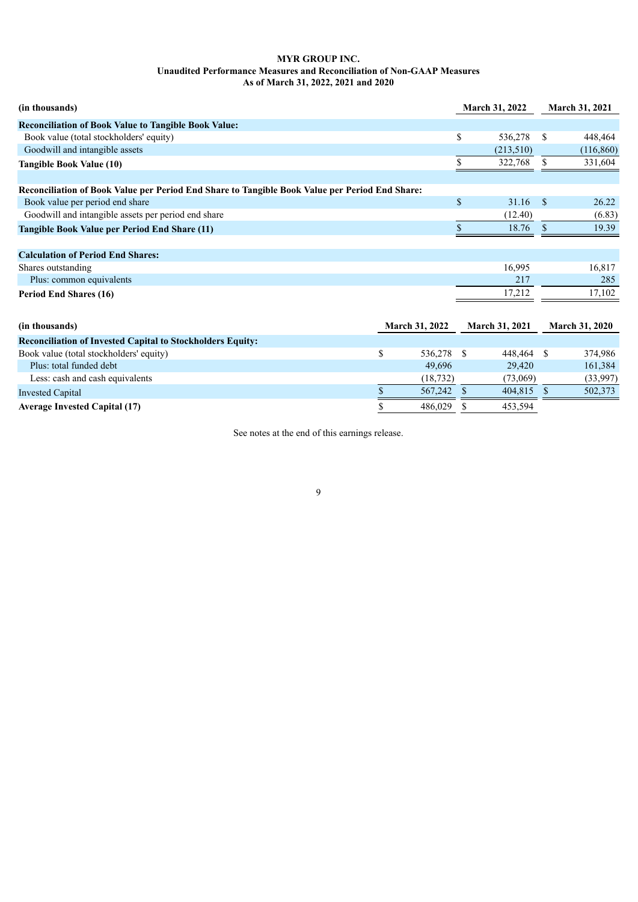**MYR GROUP INC.**
**Unaudited Performance Measures and Reconciliation of Non-GAAP Measures**
**As of March 31, 2022, 2021 and 2020**

| (in thousands) | March 31, 2022 | March 31, 2021 |
|---|---|---|
| **Reconciliation of Book Value to Tangible Book Value:** | | |
| Book value (total stockholders' equity) | $ 536,278 | $ 448,464 |
| Goodwill and intangible assets | (213,510) | (116,860) |
| **Tangible Book Value (10)** | $ 322,768 | $ 331,604 |
| | | |
| **Reconciliation of Book Value per Period End Share to Tangible Book Value per Period End Share:** | | |
| Book value per period end share | $ 31.16 | $ 26.22 |
| Goodwill and intangible assets per period end share | (12.40) | (6.83) |
| **Tangible Book Value per Period End Share (11)** | $ 18.76 | $ 19.39 |
| | | |
| **Calculation of Period End Shares:** | | |
| Shares outstanding | 16,995 | 16,817 |
| Plus: common equivalents | 217 | 285 |
| **Period End Shares (16)** | 17,212 | 17,102 |

| (in thousands) | March 31, 2022 | March 31, 2021 | March 31, 2020 |
|---|---|---|---|
| **Reconciliation of Invested Capital to Stockholders Equity:** | | | |
| Book value (total stockholders' equity) | $ 536,278 | $ 448,464 | $ 374,986 |
| Plus: total funded debt | 49,696 | 29,420 | 161,384 |
| Less: cash and cash equivalents | (18,732) | (73,069) | (33,997) |
| Invested Capital | $ 567,242 | $ 404,815 | $ 502,373 |
| **Average Invested Capital (17)** | $ 486,029 | $ 453,594 | |

See notes at the end of this earnings release.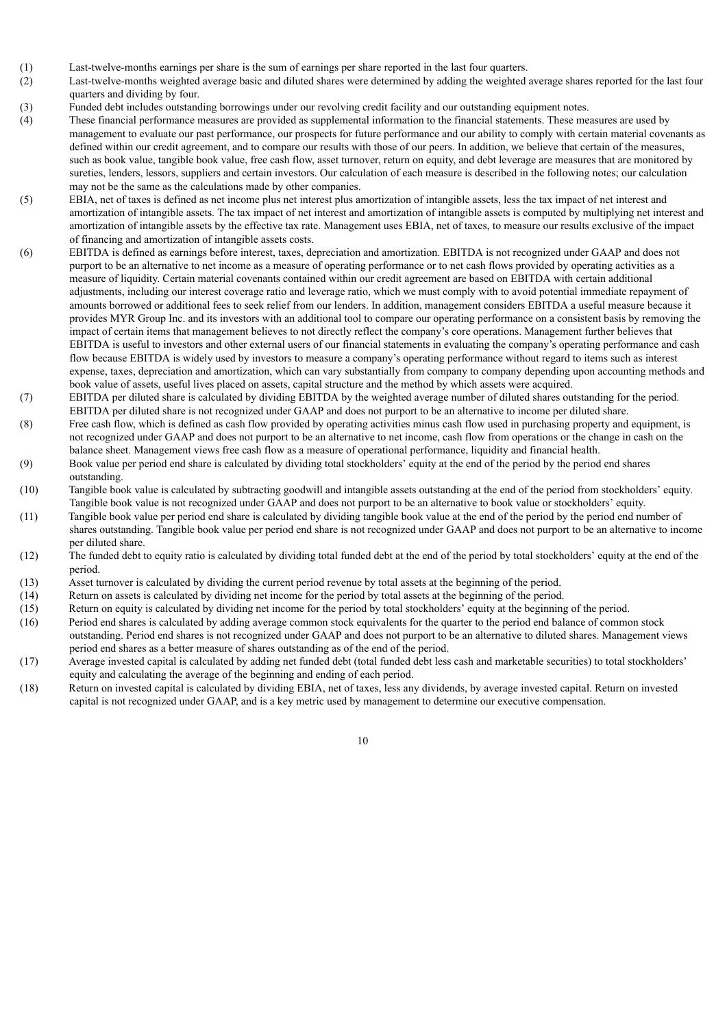(1) Last-twelve-months earnings per share is the sum of earnings per share reported in the last four quarters.

(2) Last-twelve-months weighted average basic and diluted shares were determined by adding the weighted average shares reported for the last four quarters and dividing by four.

(3) Funded debt includes outstanding borrowings under our revolving credit facility and our outstanding equipment notes.

(4) These financial performance measures are provided as supplemental information to the financial statements. These measures are used by management to evaluate our past performance, our prospects for future performance and our ability to comply with certain material covenants as defined within our credit agreement, and to compare our results with those of our peers. In addition, we believe that certain of the measures, such as book value, tangible book value, free cash flow, asset turnover, return on equity, and debt leverage are measures that are monitored by sureties, lenders, lessors, suppliers and certain investors. Our calculation of each measure is described in the following notes; our calculation may not be the same as the calculations made by other companies.

(5) EBIA, net of taxes is defined as net income plus net interest plus amortization of intangible assets, less the tax impact of net interest and amortization of intangible assets. The tax impact of net interest and amortization of intangible assets is computed by multiplying net interest and amortization of intangible assets by the effective tax rate. Management uses EBIA, net of taxes, to measure our results exclusive of the impact of financing and amortization of intangible assets costs.

(6) EBITDA is defined as earnings before interest, taxes, depreciation and amortization. EBITDA is not recognized under GAAP and does not purport to be an alternative to net income as a measure of operating performance or to net cash flows provided by operating activities as a measure of liquidity. Certain material covenants contained within our credit agreement are based on EBITDA with certain additional adjustments, including our interest coverage ratio and leverage ratio, which we must comply with to avoid potential immediate repayment of amounts borrowed or additional fees to seek relief from our lenders. In addition, management considers EBITDA a useful measure because it provides MYR Group Inc. and its investors with an additional tool to compare our operating performance on a consistent basis by removing the impact of certain items that management believes to not directly reflect the company's core operations. Management further believes that EBITDA is useful to investors and other external users of our financial statements in evaluating the company's operating performance and cash flow because EBITDA is widely used by investors to measure a company's operating performance without regard to items such as interest expense, taxes, depreciation and amortization, which can vary substantially from company to company depending upon accounting methods and book value of assets, useful lives placed on assets, capital structure and the method by which assets were acquired.

(7) EBITDA per diluted share is calculated by dividing EBITDA by the weighted average number of diluted shares outstanding for the period. EBITDA per diluted share is not recognized under GAAP and does not purport to be an alternative to income per diluted share.

(8) Free cash flow, which is defined as cash flow provided by operating activities minus cash flow used in purchasing property and equipment, is not recognized under GAAP and does not purport to be an alternative to net income, cash flow from operations or the change in cash on the balance sheet. Management views free cash flow as a measure of operational performance, liquidity and financial health.

(9) Book value per period end share is calculated by dividing total stockholders' equity at the end of the period by the period end shares outstanding.

(10) Tangible book value is calculated by subtracting goodwill and intangible assets outstanding at the end of the period from stockholders' equity. Tangible book value is not recognized under GAAP and does not purport to be an alternative to book value or stockholders' equity.

(11) Tangible book value per period end share is calculated by dividing tangible book value at the end of the period by the period end number of shares outstanding. Tangible book value per period end share is not recognized under GAAP and does not purport to be an alternative to income per diluted share.

(12) The funded debt to equity ratio is calculated by dividing total funded debt at the end of the period by total stockholders' equity at the end of the period.

(13) Asset turnover is calculated by dividing the current period revenue by total assets at the beginning of the period.

(14) Return on assets is calculated by dividing net income for the period by total assets at the beginning of the period.

(15) Return on equity is calculated by dividing net income for the period by total stockholders' equity at the beginning of the period.

(16) Period end shares is calculated by adding average common stock equivalents for the quarter to the period end balance of common stock outstanding. Period end shares is not recognized under GAAP and does not purport to be an alternative to diluted shares. Management views period end shares as a better measure of shares outstanding as of the end of the period.

(17) Average invested capital is calculated by adding net funded debt (total funded debt less cash and marketable securities) to total stockholders' equity and calculating the average of the beginning and ending of each period.

(18) Return on invested capital is calculated by dividing EBIA, net of taxes, less any dividends, by average invested capital. Return on invested capital is not recognized under GAAP, and is a key metric used by management to determine our executive compensation.